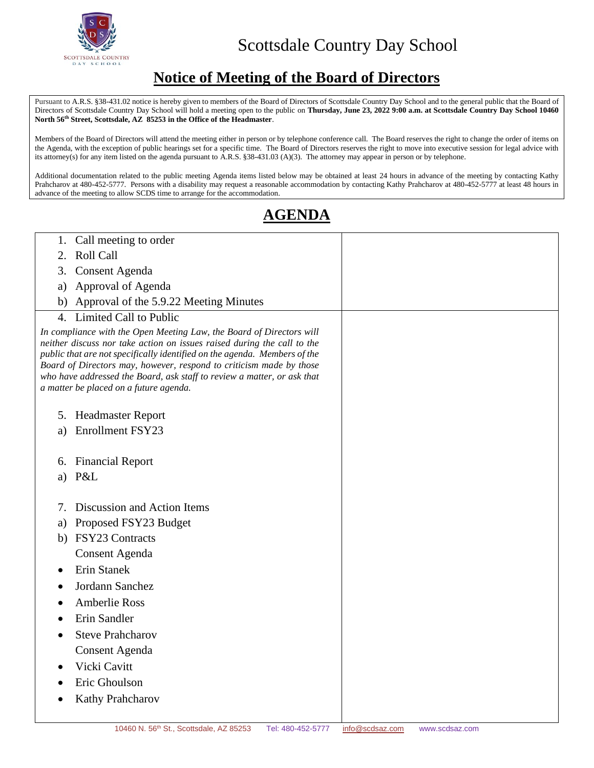# Scottsdale Country Day School

## Notice of Meeting of the Board of Directors

Pursuant to A.R.S. §38-431.02 notice is hereby given to members of the Board of Directors of Scottsdale Country Day School and to the general public that the Board of Directors of Scottsdale Country Day School will hold a meeting open to the public on **Thursday, June 23, 2022 9:00 a.m. at Scottsdale Country Day School 10460 North 56th Street, Scottsdale, AZ 85253 in the Office of the Headmaster**.

Members of the Board of Directors will attend the meeting either in person or by telephone conference call. The Board reserves the right to change the order of items on the Agenda, with the exception of public hearings set for a specific time. The Board of Directors reserves the right to move into executive session for legal advice with its attorney(s) for any item listed on the agenda pursuant to A.R.S. §38-431.03 (A)(3). The attorney may appear in person or by telephone.

Additional documentation related to the public meeting Agenda items listed below may be obtained at least 24 hours in advance of the meeting by contacting Kathy Prahcharov at 480-452-5777. Persons with a disability may request a reasonable accommodation by contacting Kathy Prahcharov at 480-452-5777 at least 48 hours in advance of the meeting to allow SCDS time to arrange for the accommodation.

## AGENDA

1. Call meeting to order
2. Roll Call
3. Consent Agenda
   a) Approval of Agenda
   b) Approval of the 5.9.22 Meeting Minutes

4. Limited Call to Public

*In compliance with the Open Meeting Law, the Board of Directors will neither discuss nor take action on issues raised during the call to the public that are not specifically identified on the agenda. Members of the Board of Directors may, however, respond to criticism made by those who have addressed the Board, ask staff to review a matter, or ask that a matter be placed on a future agenda.*

5. Headmaster Report
   a) Enrollment FSY23

6. Financial Report
   a) P&L

7. Discussion and Action Items
   a) Proposed FSY23 Budget
   b) FSY23 Contracts

   Consent Agenda
   - Erin Stanek
   - Jordann Sanchez
   - Amberlie Ross
   - Erin Sandler
   - Steve Prahcharov

   Consent Agenda
   - Vicki Cavitt
   - Eric Ghoulson
   - Kathy Prahcharov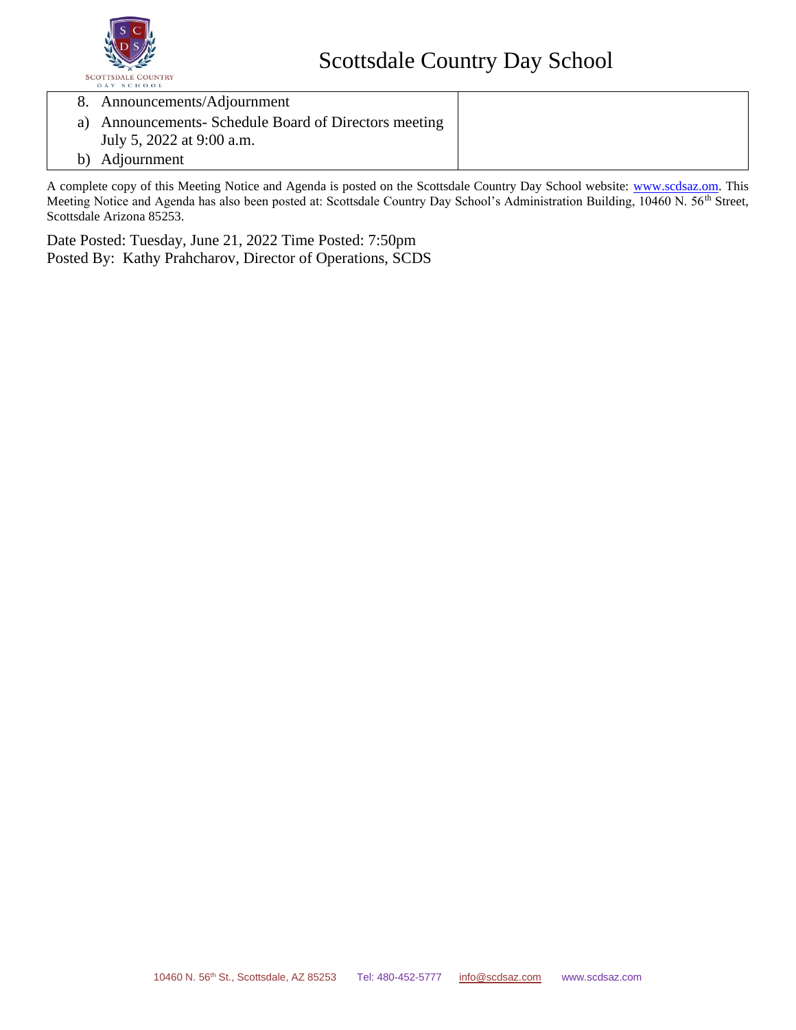| | |
|---|---|
| 8. Announcements/Adjournment<br>a) Announcements- Schedule Board of Directors meeting July 5, 2022 at 9:00 a.m.<br>b) Adjournment | |

A complete copy of this Meeting Notice and Agenda is posted on the Scottsdale Country Day School website: www.scdsaz.om. This Meeting Notice and Agenda has also been posted at: Scottsdale Country Day School's Administration Building, 10460 N. 56th Street, Scottsdale Arizona 85253.

Date Posted: Tuesday, June 21, 2022 Time Posted: 7:50pm
Posted By: Kathy Prahcharov, Director of Operations, SCDS